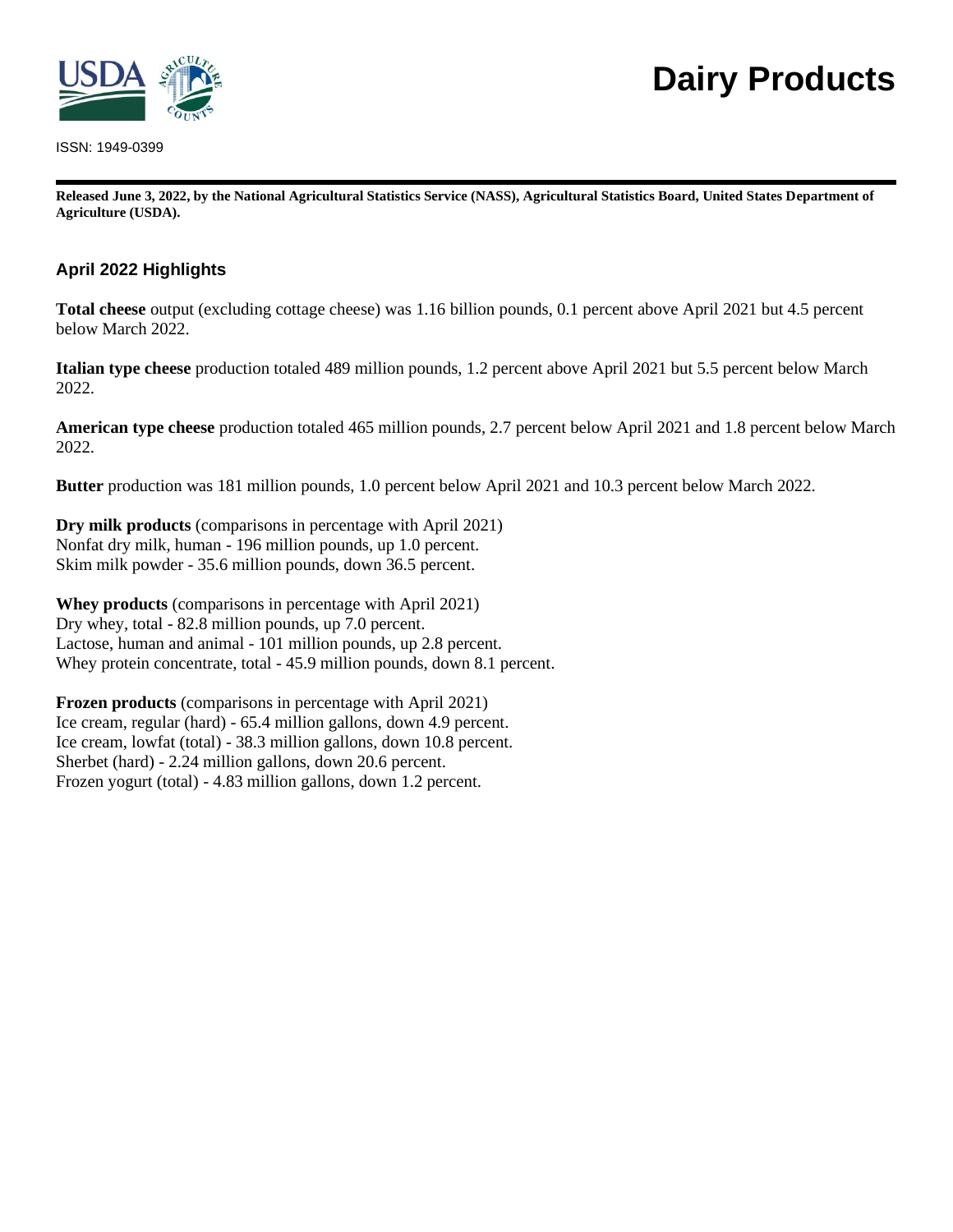# Dairy Products

ISSN: 1949-0399

**Released June 3, 2022, by the National Agricultural Statistics Service (NASS), Agricultural Statistics Board, United States Department of Agriculture (USDA).**

## April 2022 Highlights

**Total cheese** output (excluding cottage cheese) was 1.16 billion pounds, 0.1 percent above April 2021 but 4.5 percent below March 2022.

**Italian type cheese** production totaled 489 million pounds, 1.2 percent above April 2021 but 5.5 percent below March 2022.

**American type cheese** production totaled 465 million pounds, 2.7 percent below April 2021 and 1.8 percent below March 2022.

**Butter** production was 181 million pounds, 1.0 percent below April 2021 and 10.3 percent below March 2022.

**Dry milk products** (comparisons in percentage with April 2021)
Nonfat dry milk, human - 196 million pounds, up 1.0 percent.
Skim milk powder - 35.6 million pounds, down 36.5 percent.

**Whey products** (comparisons in percentage with April 2021)
Dry whey, total - 82.8 million pounds, up 7.0 percent.
Lactose, human and animal - 101 million pounds, up 2.8 percent.
Whey protein concentrate, total - 45.9 million pounds, down 8.1 percent.

**Frozen products** (comparisons in percentage with April 2021)
Ice cream, regular (hard) - 65.4 million gallons, down 4.9 percent.
Ice cream, lowfat (total) - 38.3 million gallons, down 10.8 percent.
Sherbet (hard) - 2.24 million gallons, down 20.6 percent.
Frozen yogurt (total) - 4.83 million gallons, down 1.2 percent.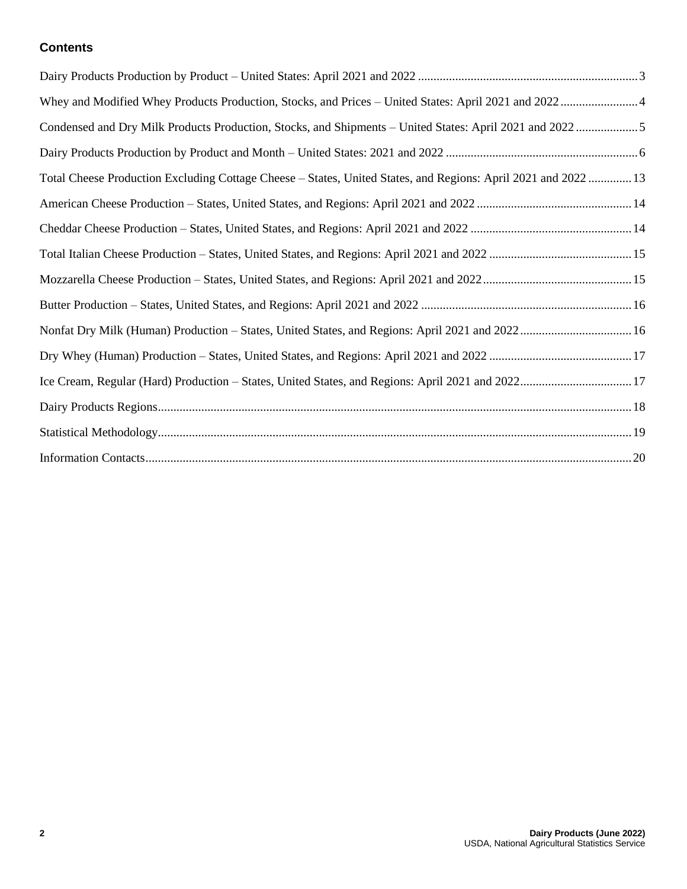## Contents

Dairy Products Production by Product – United States: April 2021 and 2022 ........ 3

Whey and Modified Whey Products Production, Stocks, and Prices – United States: April 2021 and 2022 ........ 4

Condensed and Dry Milk Products Production, Stocks, and Shipments – United States: April 2021 and 2022 ........ 5

Dairy Products Production by Product and Month – United States: 2021 and 2022 ........ 6

Total Cheese Production Excluding Cottage Cheese – States, United States, and Regions: April 2021 and 2022 ........ 13

American Cheese Production – States, United States, and Regions: April 2021 and 2022 ........ 14

Cheddar Cheese Production – States, United States, and Regions: April 2021 and 2022 ........ 14

Total Italian Cheese Production – States, United States, and Regions: April 2021 and 2022 ........ 15

Mozzarella Cheese Production – States, United States, and Regions: April 2021 and 2022 ........ 15

Butter Production – States, United States, and Regions: April 2021 and 2022 ........ 16

Nonfat Dry Milk (Human) Production – States, United States, and Regions: April 2021 and 2022 ........ 16

Dry Whey (Human) Production – States, United States, and Regions: April 2021 and 2022 ........ 17

Ice Cream, Regular (Hard) Production – States, United States, and Regions: April 2021 and 2022 ........ 17

Dairy Products Regions ........ 18

Statistical Methodology ........ 19

Information Contacts ........ 20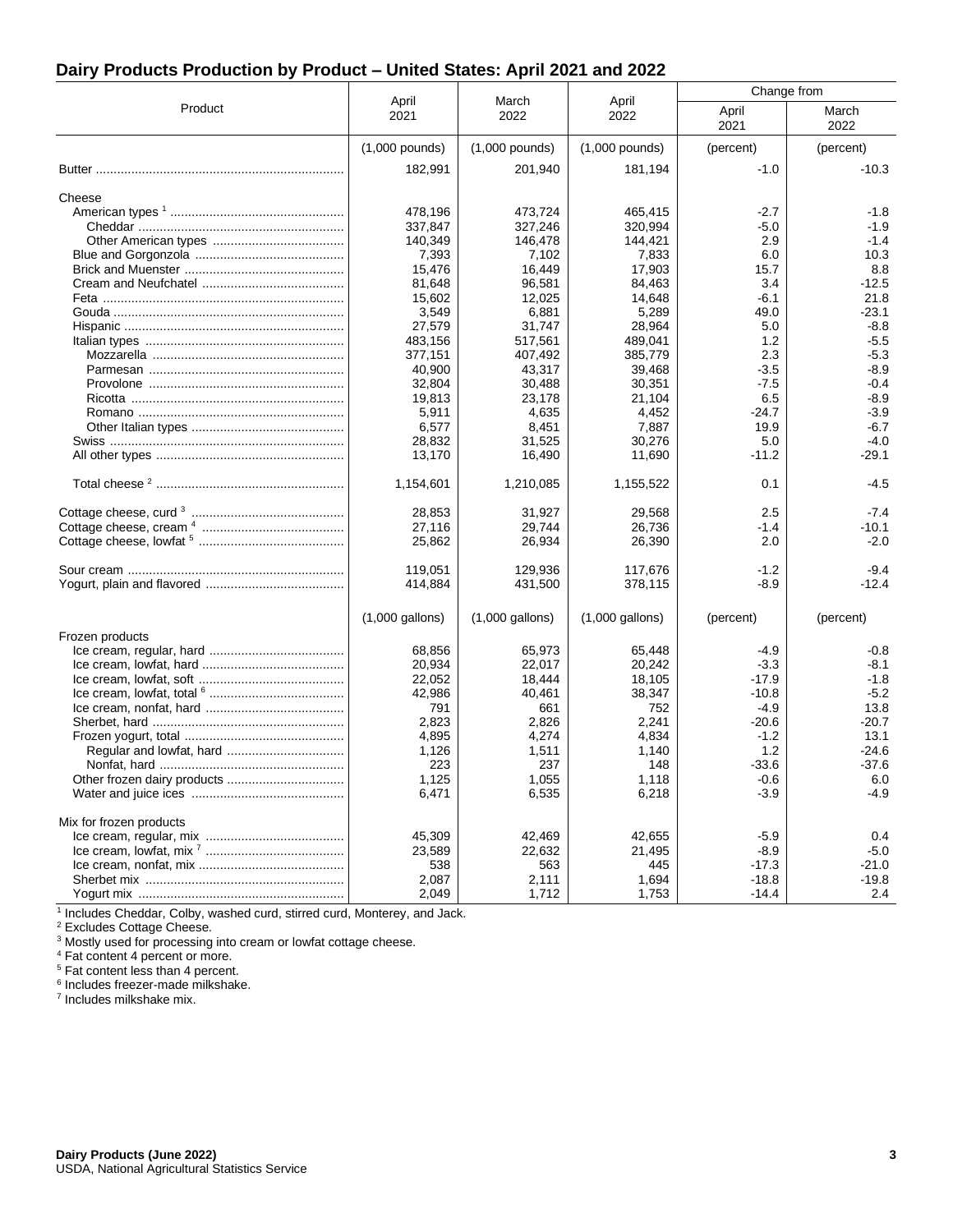## Dairy Products Production by Product – United States: April 2021 and 2022

| Product | April 2021 | March 2022 | April 2022 | Change from April 2021 | Change from March 2022 |
|---|---|---|---|---|---|
| | (1,000 pounds) | (1,000 pounds) | (1,000 pounds) | (percent) | (percent) |
| Butter | 182,991 | 201,940 | 181,194 | -1.0 | -10.3 |
| Cheese | | | | | |
| American types [1] | 478,196 | 473,724 | 465,415 | -2.7 | -1.8 |
| Cheddar | 337,847 | 327,246 | 320,994 | -5.0 | -1.9 |
| Other American types | 140,349 | 146,478 | 144,421 | 2.9 | -1.4 |
| Blue and Gorgonzola | 7,393 | 7,102 | 7,833 | 6.0 | 10.3 |
| Brick and Muenster | 15,476 | 16,449 | 17,903 | 15.7 | 8.8 |
| Cream and Neufchatel | 81,648 | 96,581 | 84,463 | 3.4 | -12.5 |
| Feta | 15,602 | 12,025 | 14,648 | -6.1 | 21.8 |
| Gouda | 3,549 | 6,881 | 5,289 | 49.0 | -23.1 |
| Hispanic | 27,579 | 31,747 | 28,964 | 5.0 | -8.8 |
| Italian types | 483,156 | 517,561 | 489,041 | 1.2 | -5.5 |
| Mozzarella | 377,151 | 407,492 | 385,779 | 2.3 | -5.3 |
| Parmesan | 40,900 | 43,317 | 39,468 | -3.5 | -8.9 |
| Provolone | 32,804 | 30,488 | 30,351 | -7.5 | -0.4 |
| Ricotta | 19,813 | 23,178 | 21,104 | 6.5 | -8.9 |
| Romano | 5,911 | 4,635 | 4,452 | -24.7 | -3.9 |
| Other Italian types | 6,577 | 8,451 | 7,887 | 19.9 | -6.7 |
| Swiss | 28,832 | 31,525 | 30,276 | 5.0 | -4.0 |
| All other types | 13,170 | 16,490 | 11,690 | -11.2 | -29.1 |
| Total cheese [2] | 1,154,601 | 1,210,085 | 1,155,522 | 0.1 | -4.5 |
| Cottage cheese, curd [3] | 28,853 | 31,927 | 29,568 | 2.5 | -7.4 |
| Cottage cheese, cream [4] | 27,116 | 29,744 | 26,736 | -1.4 | -10.1 |
| Cottage cheese, lowfat [5] | 25,862 | 26,934 | 26,390 | 2.0 | -2.0 |
| Sour cream | 119,051 | 129,936 | 117,676 | -1.2 | -9.4 |
| Yogurt, plain and flavored | 414,884 | 431,500 | 378,115 | -8.9 | -12.4 |
| | (1,000 gallons) | (1,000 gallons) | (1,000 gallons) | (percent) | (percent) |
| Frozen products | | | | | |
| Ice cream, regular, hard | 68,856 | 65,973 | 65,448 | -4.9 | -0.8 |
| Ice cream, lowfat, hard | 20,934 | 22,017 | 20,242 | -3.3 | -8.1 |
| Ice cream, lowfat, soft | 22,052 | 18,444 | 18,105 | -17.9 | -1.8 |
| Ice cream, lowfat, total [6] | 42,986 | 40,461 | 38,347 | -10.8 | -5.2 |
| Ice cream, nonfat, hard | 791 | 661 | 752 | -4.9 | 13.8 |
| Sherbet, hard | 2,823 | 2,826 | 2,241 | -20.6 | -20.7 |
| Frozen yogurt, total | 4,895 | 4,274 | 4,834 | -1.2 | 13.1 |
| Regular and lowfat, hard | 1,126 | 1,511 | 1,140 | 1.2 | -24.6 |
| Nonfat, hard | 223 | 237 | 148 | -33.6 | -37.6 |
| Other frozen dairy products | 1,125 | 1,055 | 1,118 | -0.6 | 6.0 |
| Water and juice ices | 6,471 | 6,535 | 6,218 | -3.9 | -4.9 |
| Mix for frozen products | | | | | |
| Ice cream, regular, mix | 45,309 | 42,469 | 42,655 | -5.9 | 0.4 |
| Ice cream, lowfat, mix [7] | 23,589 | 22,632 | 21,495 | -8.9 | -5.0 |
| Ice cream, nonfat, mix | 538 | 563 | 445 | -17.3 | -21.0 |
| Sherbet mix | 2,087 | 2,111 | 1,694 | -18.8 | -19.8 |
| Yogurt mix | 2,049 | 1,712 | 1,753 | -14.4 | 2.4 |

[1] Includes Cheddar, Colby, washed curd, stirred curd, Monterey, and Jack.
[2] Excludes Cottage Cheese.
[3] Mostly used for processing into cream or lowfat cottage cheese.
[4] Fat content 4 percent or more.
[5] Fat content less than 4 percent.
[6] Includes freezer-made milkshake.
[7] Includes milkshake mix.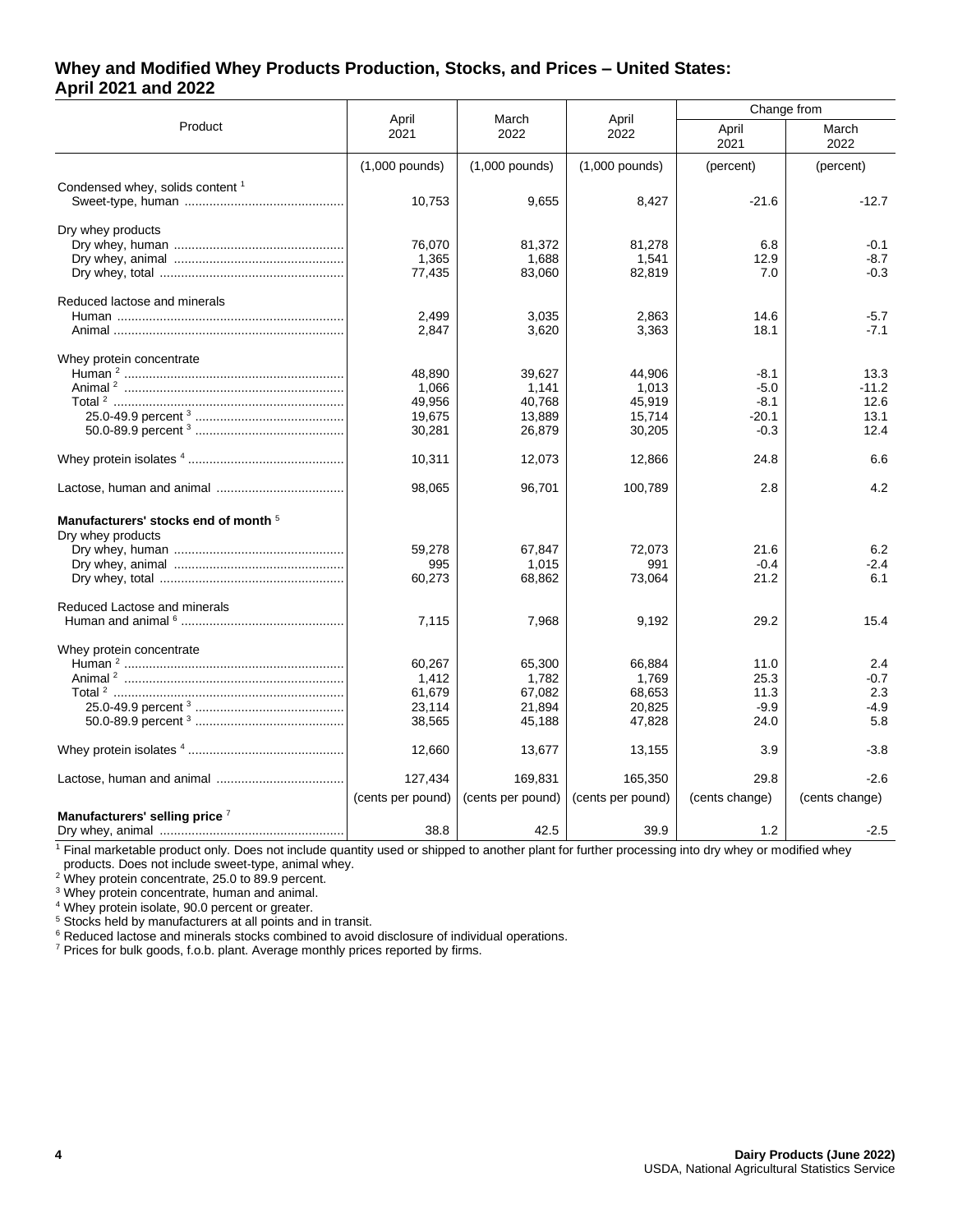## Whey and Modified Whey Products Production, Stocks, and Prices – United States: April 2021 and 2022

| Product | April 2021 | March 2022 | April 2022 | Change from | |
|---|---|---|---|---|---|
| | | | | April 2021 | March 2022 |
| | (1,000 pounds) | (1,000 pounds) | (1,000 pounds) | (percent) | (percent) |
| Condensed whey, solids content [1] | | | | | |
| Sweet-type, human | 10,753 | 9,655 | 8,427 | -21.6 | -12.7 |
| Dry whey products | | | | | |
| Dry whey, human | 76,070 | 81,372 | 81,278 | 6.8 | -0.1 |
| Dry whey, animal | 1,365 | 1,688 | 1,541 | 12.9 | -8.7 |
| Dry whey, total | 77,435 | 83,060 | 82,819 | 7.0 | -0.3 |
| Reduced lactose and minerals | | | | | |
| Human | 2,499 | 3,035 | 2,863 | 14.6 | -5.7 |
| Animal | 2,847 | 3,620 | 3,363 | 18.1 | -7.1 |
| Whey protein concentrate | | | | | |
| Human [2] | 48,890 | 39,627 | 44,906 | -8.1 | 13.3 |
| Animal [2] | 1,066 | 1,141 | 1,013 | -5.0 | -11.2 |
| Total [2] | 49,956 | 40,768 | 45,919 | -8.1 | 12.6 |
| 25.0-49.9 percent [3] | 19,675 | 13,889 | 15,714 | -20.1 | 13.1 |
| 50.0-89.9 percent [3] | 30,281 | 26,879 | 30,205 | -0.3 | 12.4 |
| Whey protein isolates [4] | 10,311 | 12,073 | 12,866 | 24.8 | 6.6 |
| Lactose, human and animal | 98,065 | 96,701 | 100,789 | 2.8 | 4.2 |
| **Manufacturers' stocks end of month** [5] | | | | | |
| Dry whey products | | | | | |
| Dry whey, human | 59,278 | 67,847 | 72,073 | 21.6 | 6.2 |
| Dry whey, animal | 995 | 1,015 | 991 | -0.4 | -2.4 |
| Dry whey, total | 60,273 | 68,862 | 73,064 | 21.2 | 6.1 |
| Reduced Lactose and minerals | | | | | |
| Human and animal [6] | 7,115 | 7,968 | 9,192 | 29.2 | 15.4 |
| Whey protein concentrate | | | | | |
| Human [2] | 60,267 | 65,300 | 66,884 | 11.0 | 2.4 |
| Animal [2] | 1,412 | 1,782 | 1,769 | 25.3 | -0.7 |
| Total [2] | 61,679 | 67,082 | 68,653 | 11.3 | 2.3 |
| 25.0-49.9 percent [3] | 23,114 | 21,894 | 20,825 | -9.9 | -4.9 |
| 50.0-89.9 percent [3] | 38,565 | 45,188 | 47,828 | 24.0 | 5.8 |
| Whey protein isolates [4] | 12,660 | 13,677 | 13,155 | 3.9 | -3.8 |
| Lactose, human and animal | 127,434 | 169,831 | 165,350 | 29.8 | -2.6 |
| | (cents per pound) | (cents per pound) | (cents per pound) | (cents change) | (cents change) |
| **Manufacturers' selling price** [7] | | | | | |
| Dry whey, animal | 38.8 | 42.5 | 39.9 | 1.2 | -2.5 |

[1] Final marketable product only. Does not include quantity used or shipped to another plant for further processing into dry whey or modified whey products. Does not include sweet-type, animal whey.
[2] Whey protein concentrate, 25.0 to 89.9 percent.
[3] Whey protein concentrate, human and animal.
[4] Whey protein isolate, 90.0 percent or greater.
[5] Stocks held by manufacturers at all points and in transit.
[6] Reduced lactose and minerals stocks combined to avoid disclosure of individual operations.
[7] Prices for bulk goods, f.o.b. plant. Average monthly prices reported by firms.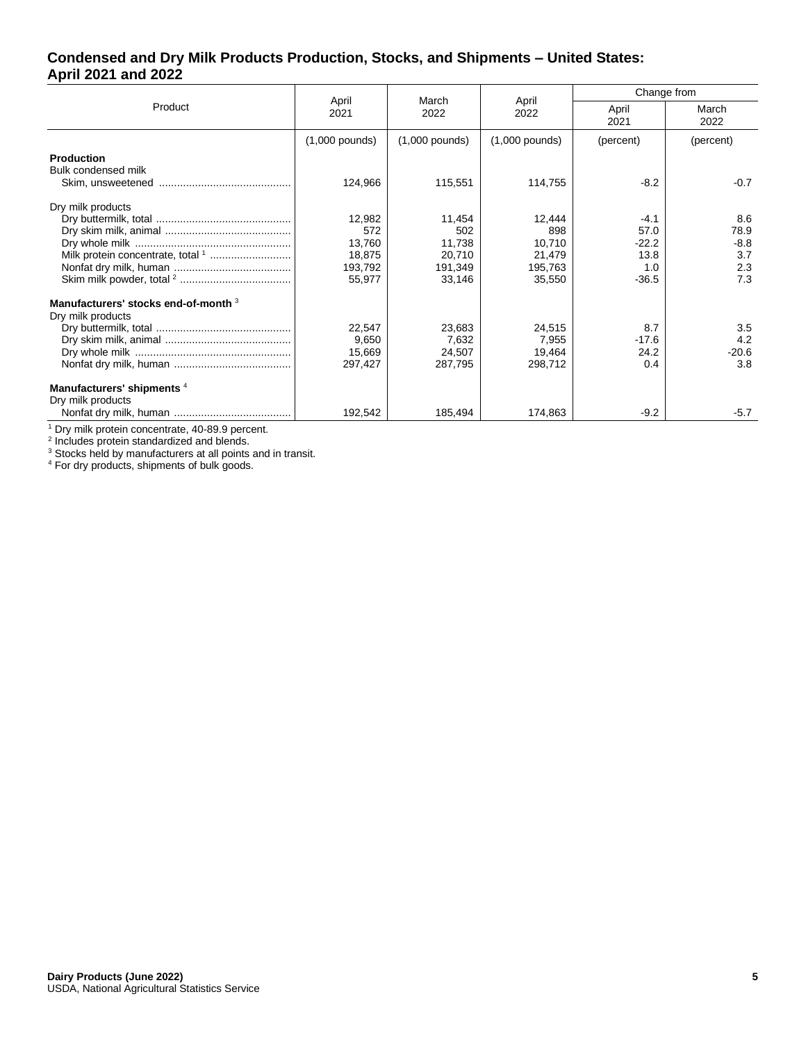## Condensed and Dry Milk Products Production, Stocks, and Shipments – United States: April 2021 and 2022

| Product | April 2021 | March 2022 | April 2022 | Change from | |
|---|---|---|---|---|---|
| | | | | April 2021 | March 2022 |
| | (1,000 pounds) | (1,000 pounds) | (1,000 pounds) | (percent) | (percent) |
| **Production** | | | | | |
| Bulk condensed milk | | | | | |
| Skim, unsweetened | 124,966 | 115,551 | 114,755 | -8.2 | -0.7 |
| Dry milk products | | | | | |
| Dry buttermilk, total | 12,982 | 11,454 | 12,444 | -4.1 | 8.6 |
| Dry skim milk, animal | 572 | 502 | 898 | 57.0 | 78.9 |
| Dry whole milk | 13,760 | 11,738 | 10,710 | -22.2 | -8.8 |
| Milk protein concentrate, total [1] | 18,875 | 20,710 | 21,479 | 13.8 | 3.7 |
| Nonfat dry milk, human | 193,792 | 191,349 | 195,763 | 1.0 | 2.3 |
| Skim milk powder, total [2] | 55,977 | 33,146 | 35,550 | -36.5 | 7.3 |
| **Manufacturers' stocks end-of-month** [3] | | | | | |
| Dry milk products | | | | | |
| Dry buttermilk, total | 22,547 | 23,683 | 24,515 | 8.7 | 3.5 |
| Dry skim milk, animal | 9,650 | 7,632 | 7,955 | -17.6 | 4.2 |
| Dry whole milk | 15,669 | 24,507 | 19,464 | 24.2 | -20.6 |
| Nonfat dry milk, human | 297,427 | 287,795 | 298,712 | 0.4 | 3.8 |
| **Manufacturers' shipments** [4] | | | | | |
| Dry milk products | | | | | |
| Nonfat dry milk, human | 192,542 | 185,494 | 174,863 | -9.2 | -5.7 |

[1] Dry milk protein concentrate, 40-89.9 percent.
[2] Includes protein standardized and blends.
[3] Stocks held by manufacturers at all points and in transit.
[4] For dry products, shipments of bulk goods.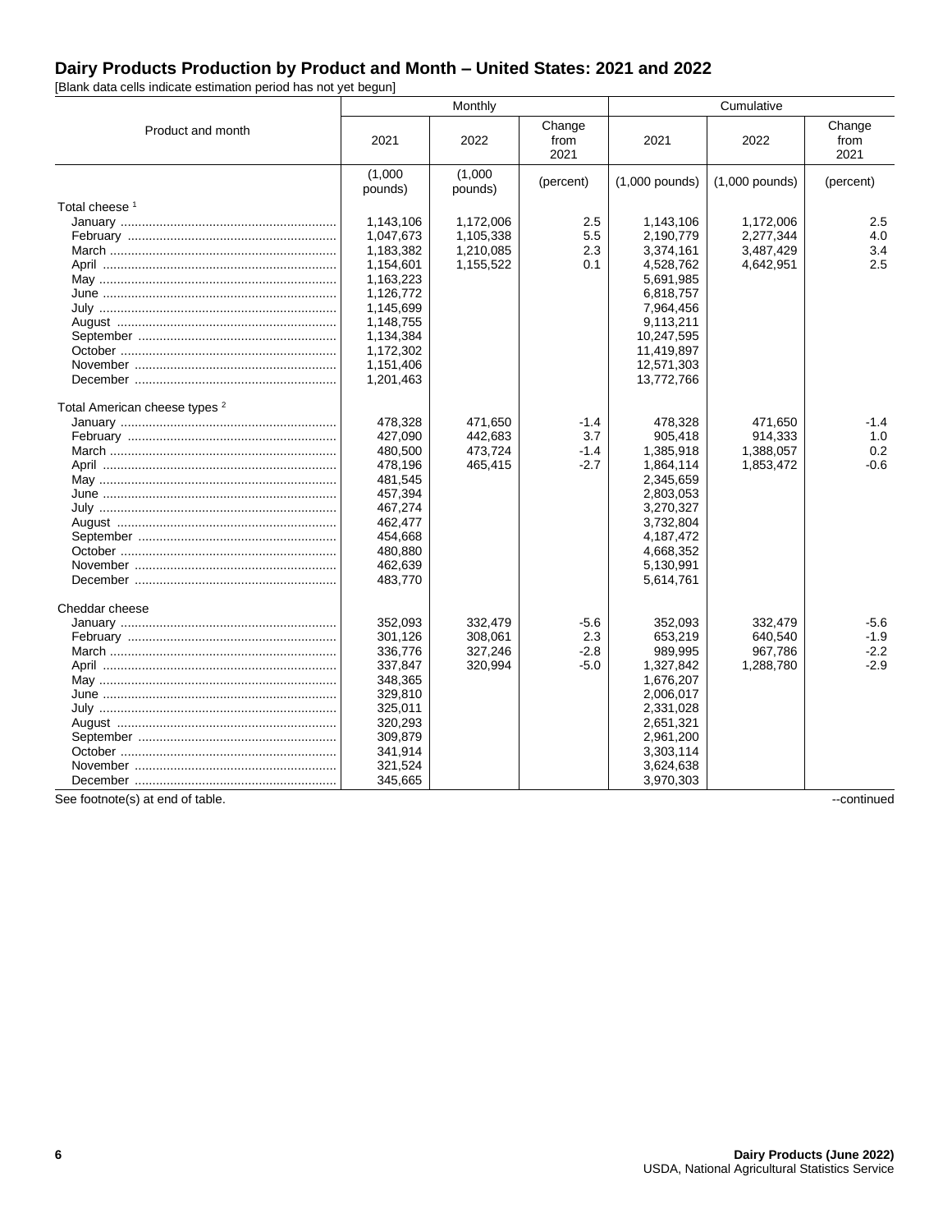# Dairy Products Production by Product and Month – United States: 2021 and 2022

[Blank data cells indicate estimation period has not yet begun]

| Product and month | Monthly | | | Cumulative | | |
|---|---|---|---|---|---|---|
| | 2021 | 2022 | Change from 2021 | 2021 | 2022 | Change from 2021 |
| | (1,000 pounds) | (1,000 pounds) | (percent) | (1,000 pounds) | (1,000 pounds) | (percent) |
| **Total cheese [1]** | | | | | | |
| January | 1,143,106 | 1,172,006 | 2.5 | 1,143,106 | 1,172,006 | 2.5 |
| February | 1,047,673 | 1,105,338 | 5.5 | 2,190,779 | 2,277,344 | 4.0 |
| March | 1,183,382 | 1,210,085 | 2.3 | 3,374,161 | 3,487,429 | 3.4 |
| April | 1,154,601 | 1,155,522 | 0.1 | 4,528,762 | 4,642,951 | 2.5 |
| May | 1,163,223 | | | 5,691,985 | | |
| June | 1,126,772 | | | 6,818,757 | | |
| July | 1,145,699 | | | 7,964,456 | | |
| August | 1,148,755 | | | 9,113,211 | | |
| September | 1,134,384 | | | 10,247,595 | | |
| October | 1,172,302 | | | 11,419,897 | | |
| November | 1,151,406 | | | 12,571,303 | | |
| December | 1,201,463 | | | 13,772,766 | | |
| **Total American cheese types [2]** | | | | | | |
| January | 478,328 | 471,650 | -1.4 | 478,328 | 471,650 | -1.4 |
| February | 427,090 | 442,683 | 3.7 | 905,418 | 914,333 | 1.0 |
| March | 480,500 | 473,724 | -1.4 | 1,385,918 | 1,388,057 | 0.2 |
| April | 478,196 | 465,415 | -2.7 | 1,864,114 | 1,853,472 | -0.6 |
| May | 481,545 | | | 2,345,659 | | |
| June | 457,394 | | | 2,803,053 | | |
| July | 467,274 | | | 3,270,327 | | |
| August | 462,477 | | | 3,732,804 | | |
| September | 454,668 | | | 4,187,472 | | |
| October | 480,880 | | | 4,668,352 | | |
| November | 462,639 | | | 5,130,991 | | |
| December | 483,770 | | | 5,614,761 | | |
| **Cheddar cheese** | | | | | | |
| January | 352,093 | 332,479 | -5.6 | 352,093 | 332,479 | -5.6 |
| February | 301,126 | 308,061 | 2.3 | 653,219 | 640,540 | -1.9 |
| March | 336,776 | 327,246 | -2.8 | 989,995 | 967,786 | -2.2 |
| April | 337,847 | 320,994 | -5.0 | 1,327,842 | 1,288,780 | -2.9 |
| May | 348,365 | | | 1,676,207 | | |
| June | 329,810 | | | 2,006,017 | | |
| July | 325,011 | | | 2,331,028 | | |
| August | 320,293 | | | 2,651,321 | | |
| September | 309,879 | | | 2,961,200 | | |
| October | 341,914 | | | 3,303,114 | | |
| November | 321,524 | | | 3,624,638 | | |
| December | 345,665 | | | 3,970,303 | | |

See footnote(s) at end of table.

--continued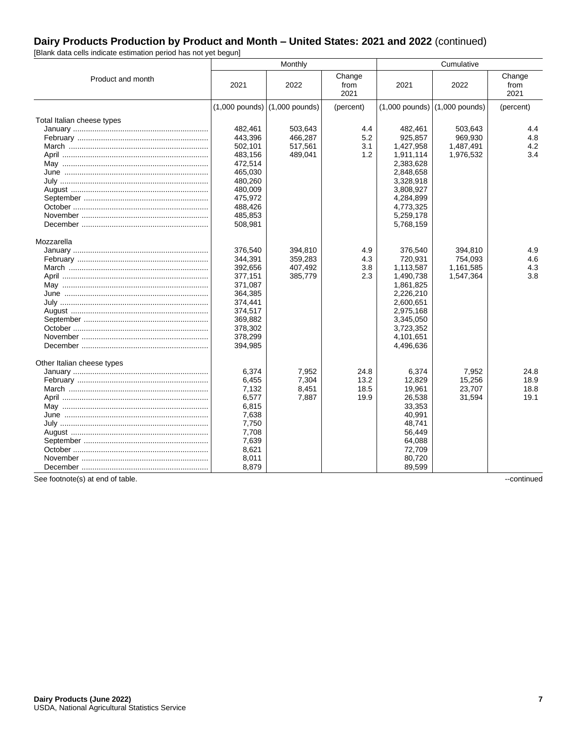## Dairy Products Production by Product and Month – United States: 2021 and 2022 (continued)

[Blank data cells indicate estimation period has not yet begun]

| Product and month | Monthly | | | Cumulative | | |
|---|---|---|---|---|---|---|
| | 2021 | 2022 | Change from 2021 | 2021 | 2022 | Change from 2021 |
| | (1,000 pounds) | (1,000 pounds) | (percent) | (1,000 pounds) | (1,000 pounds) | (percent) |
| **Total Italian cheese types** | | | | | | |
| January | 482,461 | 503,643 | 4.4 | 482,461 | 503,643 | 4.4 |
| February | 443,396 | 466,287 | 5.2 | 925,857 | 969,930 | 4.8 |
| March | 502,101 | 517,561 | 3.1 | 1,427,958 | 1,487,491 | 4.2 |
| April | 483,156 | 489,041 | 1.2 | 1,911,114 | 1,976,532 | 3.4 |
| May | 472,514 | | | 2,383,628 | | |
| June | 465,030 | | | 2,848,658 | | |
| July | 480,260 | | | 3,328,918 | | |
| August | 480,009 | | | 3,808,927 | | |
| September | 475,972 | | | 4,284,899 | | |
| October | 488,426 | | | 4,773,325 | | |
| November | 485,853 | | | 5,259,178 | | |
| December | 508,981 | | | 5,768,159 | | |
| **Mozzarella** | | | | | | |
| January | 376,540 | 394,810 | 4.9 | 376,540 | 394,810 | 4.9 |
| February | 344,391 | 359,283 | 4.3 | 720,931 | 754,093 | 4.6 |
| March | 392,656 | 407,492 | 3.8 | 1,113,587 | 1,161,585 | 4.3 |
| April | 377,151 | 385,779 | 2.3 | 1,490,738 | 1,547,364 | 3.8 |
| May | 371,087 | | | 1,861,825 | | |
| June | 364,385 | | | 2,226,210 | | |
| July | 374,441 | | | 2,600,651 | | |
| August | 374,517 | | | 2,975,168 | | |
| September | 369,882 | | | 3,345,050 | | |
| October | 378,302 | | | 3,723,352 | | |
| November | 378,299 | | | 4,101,651 | | |
| December | 394,985 | | | 4,496,636 | | |
| **Other Italian cheese types** | | | | | | |
| January | 6,374 | 7,952 | 24.8 | 6,374 | 7,952 | 24.8 |
| February | 6,455 | 7,304 | 13.2 | 12,829 | 15,256 | 18.9 |
| March | 7,132 | 8,451 | 18.5 | 19,961 | 23,707 | 18.8 |
| April | 6,577 | 7,887 | 19.9 | 26,538 | 31,594 | 19.1 |
| May | 6,815 | | | 33,353 | | |
| June | 7,638 | | | 40,991 | | |
| July | 7,750 | | | 48,741 | | |
| August | 7,708 | | | 56,449 | | |
| September | 7,639 | | | 64,088 | | |
| October | 8,621 | | | 72,709 | | |
| November | 8,011 | | | 80,720 | | |
| December | 8,879 | | | 89,599 | | |

See footnote(s) at end of table. --continued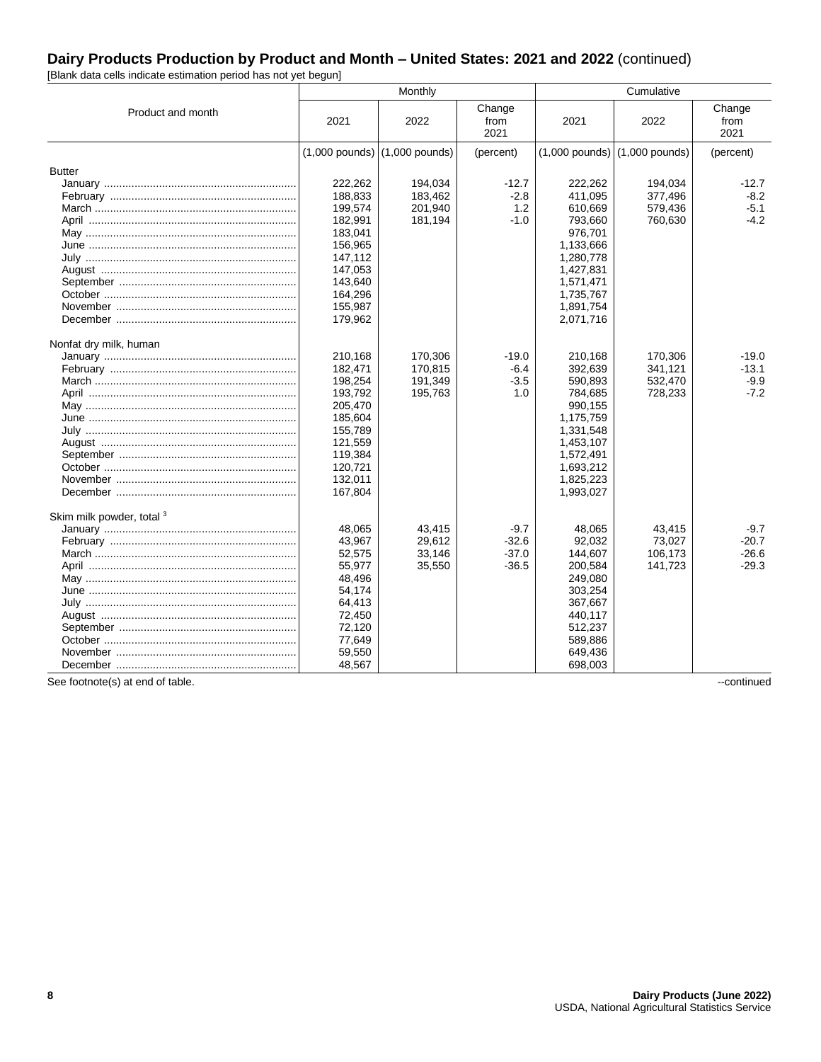## Dairy Products Production by Product and Month – United States: 2021 and 2022 (continued)

[Blank data cells indicate estimation period has not yet begun]

| Product and month | Monthly | | | Cumulative | | |
|---|---|---|---|---|---|---|
| | 2021 | 2022 | Change from 2021 | 2021 | 2022 | Change from 2021 |
| | (1,000 pounds) | (1,000 pounds) | (percent) | (1,000 pounds) | (1,000 pounds) | (percent) |
| **Butter** | | | | | | |
| January | 222,262 | 194,034 | -12.7 | 222,262 | 194,034 | -12.7 |
| February | 188,833 | 183,462 | -2.8 | 411,095 | 377,496 | -8.2 |
| March | 199,574 | 201,940 | 1.2 | 610,669 | 579,436 | -5.1 |
| April | 182,991 | 181,194 | -1.0 | 793,660 | 760,630 | -4.2 |
| May | 183,041 | | | 976,701 | | |
| June | 156,965 | | | 1,133,666 | | |
| July | 147,112 | | | 1,280,778 | | |
| August | 147,053 | | | 1,427,831 | | |
| September | 143,640 | | | 1,571,471 | | |
| October | 164,296 | | | 1,735,767 | | |
| November | 155,987 | | | 1,891,754 | | |
| December | 179,962 | | | 2,071,716 | | |
| **Nonfat dry milk, human** | | | | | | |
| January | 210,168 | 170,306 | -19.0 | 210,168 | 170,306 | -19.0 |
| February | 182,471 | 170,815 | -6.4 | 392,639 | 341,121 | -13.1 |
| March | 198,254 | 191,349 | -3.5 | 590,893 | 532,470 | -9.9 |
| April | 193,792 | 195,763 | 1.0 | 784,685 | 728,233 | -7.2 |
| May | 205,470 | | | 990,155 | | |
| June | 185,604 | | | 1,175,759 | | |
| July | 155,789 | | | 1,331,548 | | |
| August | 121,559 | | | 1,453,107 | | |
| September | 119,384 | | | 1,572,491 | | |
| October | 120,721 | | | 1,693,212 | | |
| November | 132,011 | | | 1,825,223 | | |
| December | 167,804 | | | 1,993,027 | | |
| **Skim milk powder, total [3]** | | | | | | |
| January | 48,065 | 43,415 | -9.7 | 48,065 | 43,415 | -9.7 |
| February | 43,967 | 29,612 | -32.6 | 92,032 | 73,027 | -20.7 |
| March | 52,575 | 33,146 | -37.0 | 144,607 | 106,173 | -26.6 |
| April | 55,977 | 35,550 | -36.5 | 200,584 | 141,723 | -29.3 |
| May | 48,496 | | | 249,080 | | |
| June | 54,174 | | | 303,254 | | |
| July | 64,413 | | | 367,667 | | |
| August | 72,450 | | | 440,117 | | |
| September | 72,120 | | | 512,237 | | |
| October | 77,649 | | | 589,886 | | |
| November | 59,550 | | | 649,436 | | |
| December | 48,567 | | | 698,003 | | |

See footnote(s) at end of table. --continued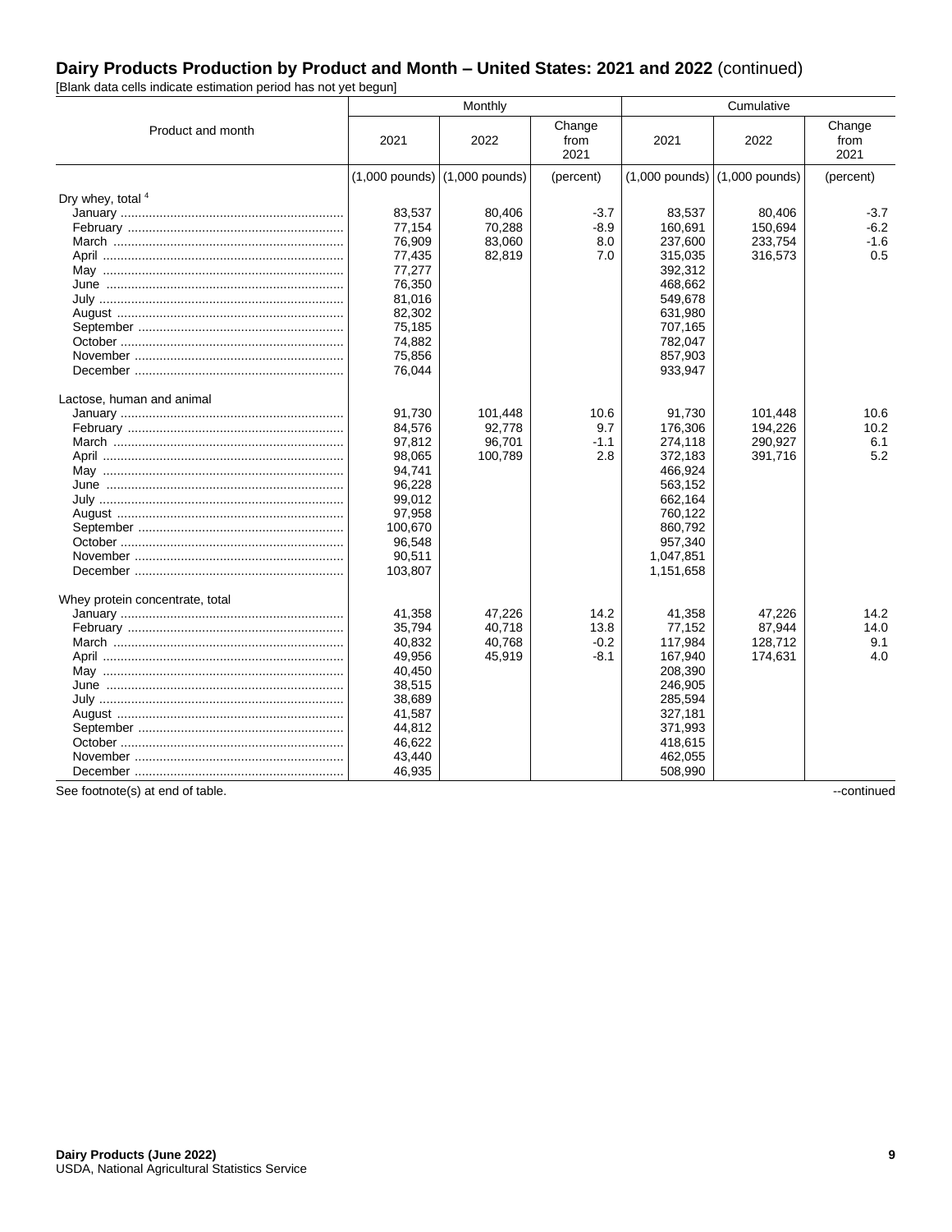## Dairy Products Production by Product and Month – United States: 2021 and 2022 (continued)

[Blank data cells indicate estimation period has not yet begun]

| Product and month | Monthly | | | Cumulative | | |
|---|---|---|---|---|---|---|
| | 2021 | 2022 | Change from 2021 | 2021 | 2022 | Change from 2021 |
| | (1,000 pounds) | (1,000 pounds) | (percent) | (1,000 pounds) | (1,000 pounds) | (percent) |
| **Dry whey, total [4]** | | | | | | |
| January | 83,537 | 80,406 | -3.7 | 83,537 | 80,406 | -3.7 |
| February | 77,154 | 70,288 | -8.9 | 160,691 | 150,694 | -6.2 |
| March | 76,909 | 83,060 | 8.0 | 237,600 | 233,754 | -1.6 |
| April | 77,435 | 82,819 | 7.0 | 315,035 | 316,573 | 0.5 |
| May | 77,277 | | | 392,312 | | |
| June | 76,350 | | | 468,662 | | |
| July | 81,016 | | | 549,678 | | |
| August | 82,302 | | | 631,980 | | |
| September | 75,185 | | | 707,165 | | |
| October | 74,882 | | | 782,047 | | |
| November | 75,856 | | | 857,903 | | |
| December | 76,044 | | | 933,947 | | |
| **Lactose, human and animal** | | | | | | |
| January | 91,730 | 101,448 | 10.6 | 91,730 | 101,448 | 10.6 |
| February | 84,576 | 92,778 | 9.7 | 176,306 | 194,226 | 10.2 |
| March | 97,812 | 96,701 | -1.1 | 274,118 | 290,927 | 6.1 |
| April | 98,065 | 100,789 | 2.8 | 372,183 | 391,716 | 5.2 |
| May | 94,741 | | | 466,924 | | |
| June | 96,228 | | | 563,152 | | |
| July | 99,012 | | | 662,164 | | |
| August | 97,958 | | | 760,122 | | |
| September | 100,670 | | | 860,792 | | |
| October | 96,548 | | | 957,340 | | |
| November | 90,511 | | | 1,047,851 | | |
| December | 103,807 | | | 1,151,658 | | |
| **Whey protein concentrate, total** | | | | | | |
| January | 41,358 | 47,226 | 14.2 | 41,358 | 47,226 | 14.2 |
| February | 35,794 | 40,718 | 13.8 | 77,152 | 87,944 | 14.0 |
| March | 40,832 | 40,768 | -0.2 | 117,984 | 128,712 | 9.1 |
| April | 49,956 | 45,919 | -8.1 | 167,940 | 174,631 | 4.0 |
| May | 40,450 | | | 208,390 | | |
| June | 38,515 | | | 246,905 | | |
| July | 38,689 | | | 285,594 | | |
| August | 41,587 | | | 327,181 | | |
| September | 44,812 | | | 371,993 | | |
| October | 46,622 | | | 418,615 | | |
| November | 43,440 | | | 462,055 | | |
| December | 46,935 | | | 508,990 | | |

See footnote(s) at end of table. --continued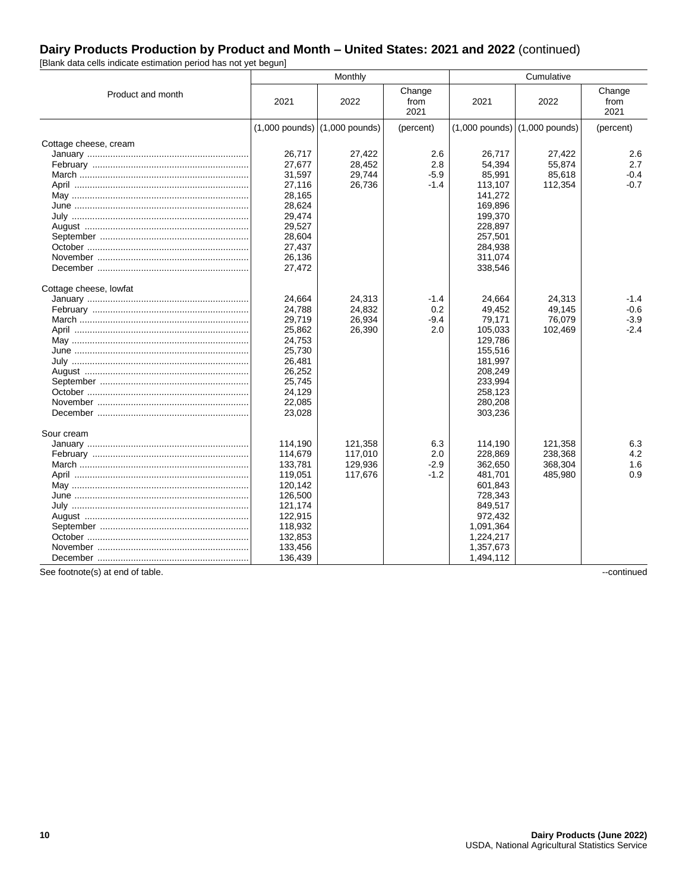## Dairy Products Production by Product and Month – United States: 2021 and 2022 (continued)

[Blank data cells indicate estimation period has not yet begun]

| Product and month | Monthly | | | Cumulative | | |
|---|---|---|---|---|---|---|
| | 2021 | 2022 | Change from 2021 | 2021 | 2022 | Change from 2021 |
| | (1,000 pounds) | (1,000 pounds) | (percent) | (1,000 pounds) | (1,000 pounds) | (percent) |
| Cottage cheese, cream | | | | | | |
| January | 26,717 | 27,422 | 2.6 | 26,717 | 27,422 | 2.6 |
| February | 27,677 | 28,452 | 2.8 | 54,394 | 55,874 | 2.7 |
| March | 31,597 | 29,744 | -5.9 | 85,991 | 85,618 | -0.4 |
| April | 27,116 | 26,736 | -1.4 | 113,107 | 112,354 | -0.7 |
| May | 28,165 | | | 141,272 | | |
| June | 28,624 | | | 169,896 | | |
| July | 29,474 | | | 199,370 | | |
| August | 29,527 | | | 228,897 | | |
| September | 28,604 | | | 257,501 | | |
| October | 27,437 | | | 284,938 | | |
| November | 26,136 | | | 311,074 | | |
| December | 27,472 | | | 338,546 | | |
| Cottage cheese, lowfat | | | | | | |
| January | 24,664 | 24,313 | -1.4 | 24,664 | 24,313 | -1.4 |
| February | 24,788 | 24,832 | 0.2 | 49,452 | 49,145 | -0.6 |
| March | 29,719 | 26,934 | -9.4 | 79,171 | 76,079 | -3.9 |
| April | 25,862 | 26,390 | 2.0 | 105,033 | 102,469 | -2.4 |
| May | 24,753 | | | 129,786 | | |
| June | 25,730 | | | 155,516 | | |
| July | 26,481 | | | 181,997 | | |
| August | 26,252 | | | 208,249 | | |
| September | 25,745 | | | 233,994 | | |
| October | 24,129 | | | 258,123 | | |
| November | 22,085 | | | 280,208 | | |
| December | 23,028 | | | 303,236 | | |
| Sour cream | | | | | | |
| January | 114,190 | 121,358 | 6.3 | 114,190 | 121,358 | 6.3 |
| February | 114,679 | 117,010 | 2.0 | 228,869 | 238,368 | 4.2 |
| March | 133,781 | 129,936 | -2.9 | 362,650 | 368,304 | 1.6 |
| April | 119,051 | 117,676 | -1.2 | 481,701 | 485,980 | 0.9 |
| May | 120,142 | | | 601,843 | | |
| June | 126,500 | | | 728,343 | | |
| July | 121,174 | | | 849,517 | | |
| August | 122,915 | | | 972,432 | | |
| September | 118,932 | | | 1,091,364 | | |
| October | 132,853 | | | 1,224,217 | | |
| November | 133,456 | | | 1,357,673 | | |
| December | 136,439 | | | 1,494,112 | | |

See footnote(s) at end of table.

--continued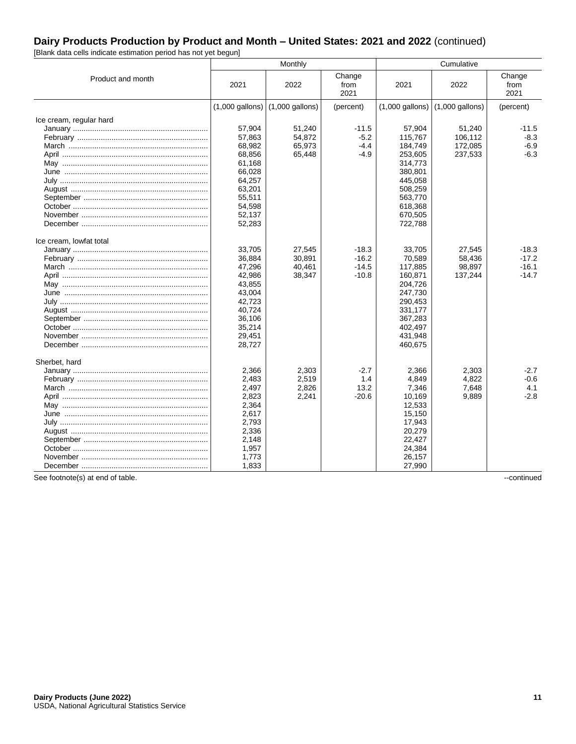## Dairy Products Production by Product and Month – United States: 2021 and 2022 (continued)

[Blank data cells indicate estimation period has not yet begun]

| Product and month | Monthly | | | Cumulative | | |
|---|---|---|---|---|---|---|
| | 2021 | 2022 | Change from 2021 | 2021 | 2022 | Change from 2021 |
| | (1,000 gallons) | (1,000 gallons) | (percent) | (1,000 gallons) | (1,000 gallons) | (percent) |
| Ice cream, regular hard | | | | | | |
| January | 57,904 | 51,240 | -11.5 | 57,904 | 51,240 | -11.5 |
| February | 57,863 | 54,872 | -5.2 | 115,767 | 106,112 | -8.3 |
| March | 68,982 | 65,973 | -4.4 | 184,749 | 172,085 | -6.9 |
| April | 68,856 | 65,448 | -4.9 | 253,605 | 237,533 | -6.3 |
| May | 61,168 | | | 314,773 | | |
| June | 66,028 | | | 380,801 | | |
| July | 64,257 | | | 445,058 | | |
| August | 63,201 | | | 508,259 | | |
| September | 55,511 | | | 563,770 | | |
| October | 54,598 | | | 618,368 | | |
| November | 52,137 | | | 670,505 | | |
| December | 52,283 | | | 722,788 | | |
| Ice cream, lowfat total | | | | | | |
| January | 33,705 | 27,545 | -18.3 | 33,705 | 27,545 | -18.3 |
| February | 36,884 | 30,891 | -16.2 | 70,589 | 58,436 | -17.2 |
| March | 47,296 | 40,461 | -14.5 | 117,885 | 98,897 | -16.1 |
| April | 42,986 | 38,347 | -10.8 | 160,871 | 137,244 | -14.7 |
| May | 43,855 | | | 204,726 | | |
| June | 43,004 | | | 247,730 | | |
| July | 42,723 | | | 290,453 | | |
| August | 40,724 | | | 331,177 | | |
| September | 36,106 | | | 367,283 | | |
| October | 35,214 | | | 402,497 | | |
| November | 29,451 | | | 431,948 | | |
| December | 28,727 | | | 460,675 | | |
| Sherbet, hard | | | | | | |
| January | 2,366 | 2,303 | -2.7 | 2,366 | 2,303 | -2.7 |
| February | 2,483 | 2,519 | 1.4 | 4,849 | 4,822 | -0.6 |
| March | 2,497 | 2,826 | 13.2 | 7,346 | 7,648 | 4.1 |
| April | 2,823 | 2,241 | -20.6 | 10,169 | 9,889 | -2.8 |
| May | 2,364 | | | 12,533 | | |
| June | 2,617 | | | 15,150 | | |
| July | 2,793 | | | 17,943 | | |
| August | 2,336 | | | 20,279 | | |
| September | 2,148 | | | 22,427 | | |
| October | 1,957 | | | 24,384 | | |
| November | 1,773 | | | 26,157 | | |
| December | 1,833 | | | 27,990 | | |

See footnote(s) at end of table.

--continued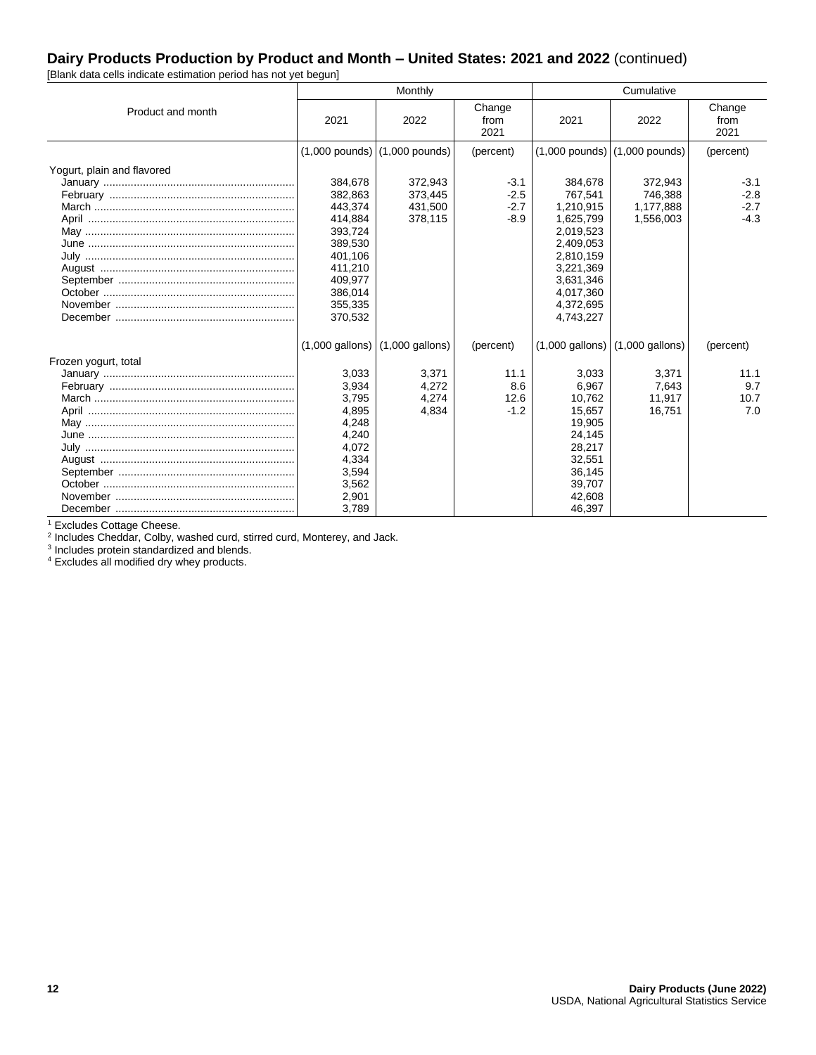## Dairy Products Production by Product and Month – United States: 2021 and 2022 (continued)

[Blank data cells indicate estimation period has not yet begun]

| Product and month | Monthly | | | Cumulative | | |
|---|---|---|---|---|---|---|
| | 2021 | 2022 | Change from 2021 | 2021 | 2022 | Change from 2021 |
| | (1,000 pounds) | (1,000 pounds) | (percent) | (1,000 pounds) | (1,000 pounds) | (percent) |
| Yogurt, plain and flavored | | | | | | |
| January | 384,678 | 372,943 | -3.1 | 384,678 | 372,943 | -3.1 |
| February | 382,863 | 373,445 | -2.5 | 767,541 | 746,388 | -2.8 |
| March | 443,374 | 431,500 | -2.7 | 1,210,915 | 1,177,888 | -2.7 |
| April | 414,884 | 378,115 | -8.9 | 1,625,799 | 1,556,003 | -4.3 |
| May | 393,724 | | | 2,019,523 | | |
| June | 389,530 | | | 2,409,053 | | |
| July | 401,106 | | | 2,810,159 | | |
| August | 411,210 | | | 3,221,369 | | |
| September | 409,977 | | | 3,631,346 | | |
| October | 386,014 | | | 4,017,360 | | |
| November | 355,335 | | | 4,372,695 | | |
| December | 370,532 | | | 4,743,227 | | |
| | (1,000 gallons) | (1,000 gallons) | (percent) | (1,000 gallons) | (1,000 gallons) | (percent) |
| Frozen yogurt, total | | | | | | |
| January | 3,033 | 3,371 | 11.1 | 3,033 | 3,371 | 11.1 |
| February | 3,934 | 4,272 | 8.6 | 6,967 | 7,643 | 9.7 |
| March | 3,795 | 4,274 | 12.6 | 10,762 | 11,917 | 10.7 |
| April | 4,895 | 4,834 | -1.2 | 15,657 | 16,751 | 7.0 |
| May | 4,248 | | | 19,905 | | |
| June | 4,240 | | | 24,145 | | |
| July | 4,072 | | | 28,217 | | |
| August | 4,334 | | | 32,551 | | |
| September | 3,594 | | | 36,145 | | |
| October | 3,562 | | | 39,707 | | |
| November | 2,901 | | | 42,608 | | |
| December | 3,789 | | | 46,397 | | |

[1] Excludes Cottage Cheese.
[2] Includes Cheddar, Colby, washed curd, stirred curd, Monterey, and Jack.
[3] Includes protein standardized and blends.
[4] Excludes all modified dry whey products.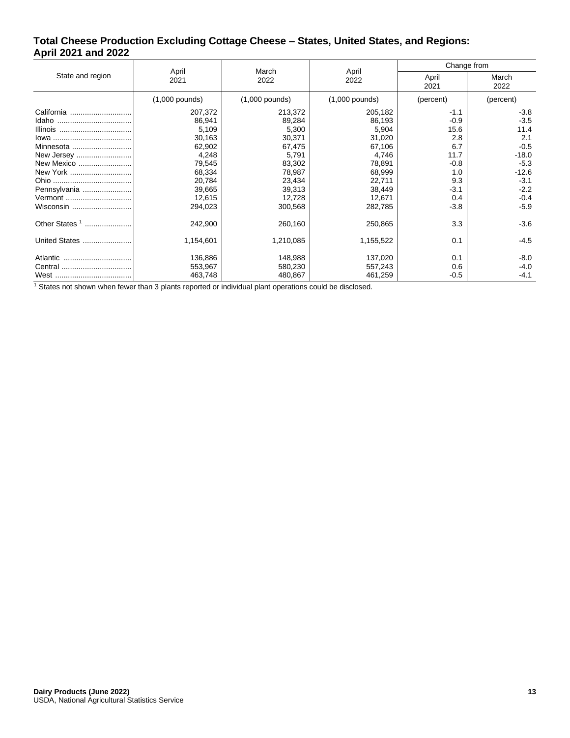## Total Cheese Production Excluding Cottage Cheese – States, United States, and Regions: April 2021 and 2022

| State and region | April 2021 | March 2022 | April 2022 | Change from | |
|---|---|---|---|---|---|
| | | | | April 2021 | March 2022 |
| | (1,000 pounds) | (1,000 pounds) | (1,000 pounds) | (percent) | (percent) |
| California | 207,372 | 213,372 | 205,182 | -1.1 | -3.8 |
| Idaho | 86,941 | 89,284 | 86,193 | -0.9 | -3.5 |
| Illinois | 5,109 | 5,300 | 5,904 | 15.6 | 11.4 |
| Iowa | 30,163 | 30,371 | 31,020 | 2.8 | 2.1 |
| Minnesota | 62,902 | 67,475 | 67,106 | 6.7 | -0.5 |
| New Jersey | 4,248 | 5,791 | 4,746 | 11.7 | -18.0 |
| New Mexico | 79,545 | 83,302 | 78,891 | -0.8 | -5.3 |
| New York | 68,334 | 78,987 | 68,999 | 1.0 | -12.6 |
| Ohio | 20,784 | 23,434 | 22,711 | 9.3 | -3.1 |
| Pennsylvania | 39,665 | 39,313 | 38,449 | -3.1 | -2.2 |
| Vermont | 12,615 | 12,728 | 12,671 | 0.4 | -0.4 |
| Wisconsin | 294,023 | 300,568 | 282,785 | -3.8 | -5.9 |
| Other States [1] | 242,900 | 260,160 | 250,865 | 3.3 | -3.6 |
| United States | 1,154,601 | 1,210,085 | 1,155,522 | 0.1 | -4.5 |
| Atlantic | 136,886 | 148,988 | 137,020 | 0.1 | -8.0 |
| Central | 553,967 | 580,230 | 557,243 | 0.6 | -4.0 |
| West | 463,748 | 480,867 | 461,259 | -0.5 | -4.1 |

[1] States not shown when fewer than 3 plants reported or individual plant operations could be disclosed.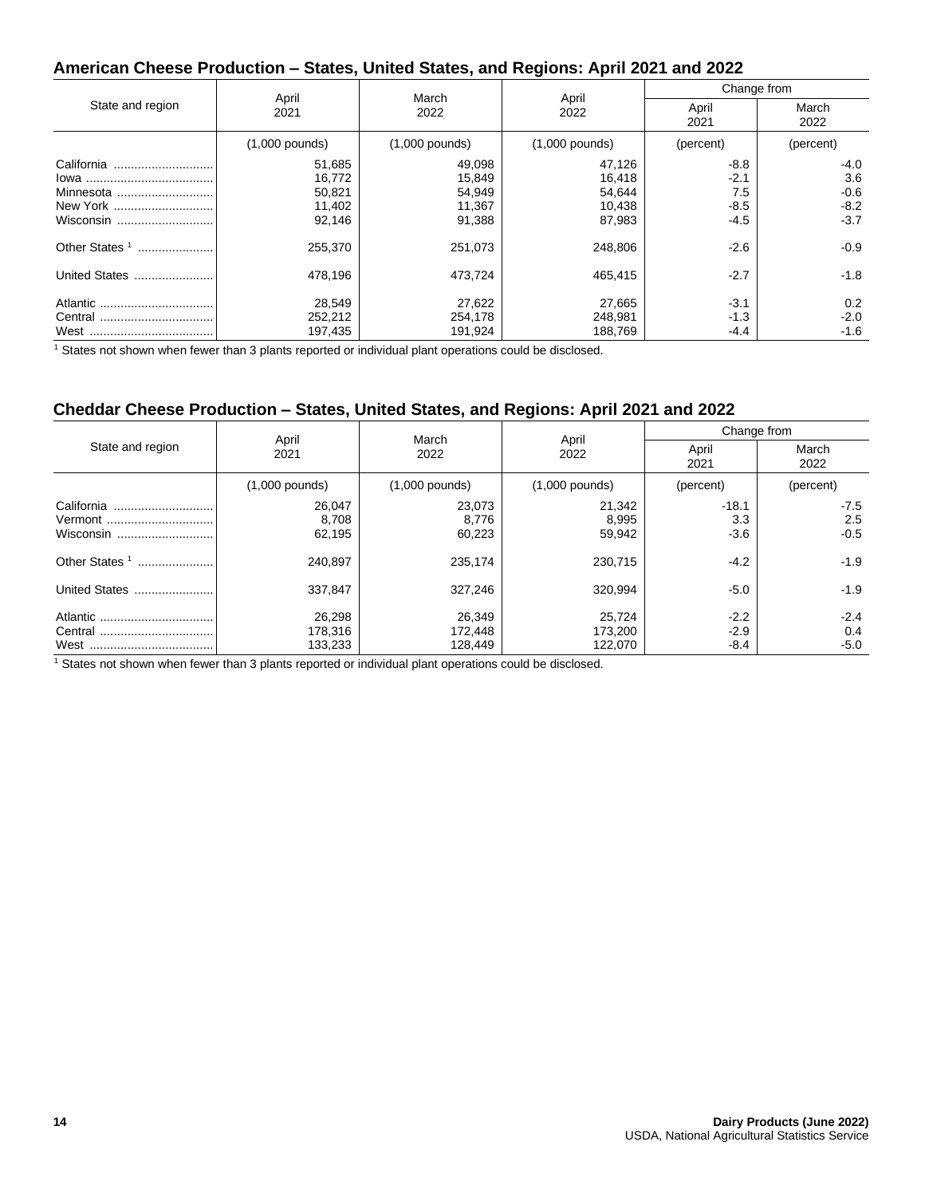## American Cheese Production – States, United States, and Regions: April 2021 and 2022

| State and region | April 2021 | March 2022 | April 2022 | Change from | |
|---|---|---|---|---|---|
| | | | | April 2021 | March 2022 |
| | (1,000 pounds) | (1,000 pounds) | (1,000 pounds) | (percent) | (percent) |
| California | 51,685 | 49,098 | 47,126 | -8.8 | -4.0 |
| Iowa | 16,772 | 15,849 | 16,418 | -2.1 | 3.6 |
| Minnesota | 50,821 | 54,949 | 54,644 | 7.5 | -0.6 |
| New York | 11,402 | 11,367 | 10,438 | -8.5 | -8.2 |
| Wisconsin | 92,146 | 91,388 | 87,983 | -4.5 | -3.7 |
| Other States [1] | 255,370 | 251,073 | 248,806 | -2.6 | -0.9 |
| United States | 478,196 | 473,724 | 465,415 | -2.7 | -1.8 |
| Atlantic | 28,549 | 27,622 | 27,665 | -3.1 | 0.2 |
| Central | 252,212 | 254,178 | 248,981 | -1.3 | -2.0 |
| West | 197,435 | 191,924 | 188,769 | -4.4 | -1.6 |

[1] States not shown when fewer than 3 plants reported or individual plant operations could be disclosed.

## Cheddar Cheese Production – States, United States, and Regions: April 2021 and 2022

| State and region | April 2021 | March 2022 | April 2022 | Change from | |
|---|---|---|---|---|---|
| | | | | April 2021 | March 2022 |
| | (1,000 pounds) | (1,000 pounds) | (1,000 pounds) | (percent) | (percent) |
| California | 26,047 | 23,073 | 21,342 | -18.1 | -7.5 |
| Vermont | 8,708 | 8,776 | 8,995 | 3.3 | 2.5 |
| Wisconsin | 62,195 | 60,223 | 59,942 | -3.6 | -0.5 |
| Other States [1] | 240,897 | 235,174 | 230,715 | -4.2 | -1.9 |
| United States | 337,847 | 327,246 | 320,994 | -5.0 | -1.9 |
| Atlantic | 26,298 | 26,349 | 25,724 | -2.2 | -2.4 |
| Central | 178,316 | 172,448 | 173,200 | -2.9 | 0.4 |
| West | 133,233 | 128,449 | 122,070 | -8.4 | -5.0 |

[1] States not shown when fewer than 3 plants reported or individual plant operations could be disclosed.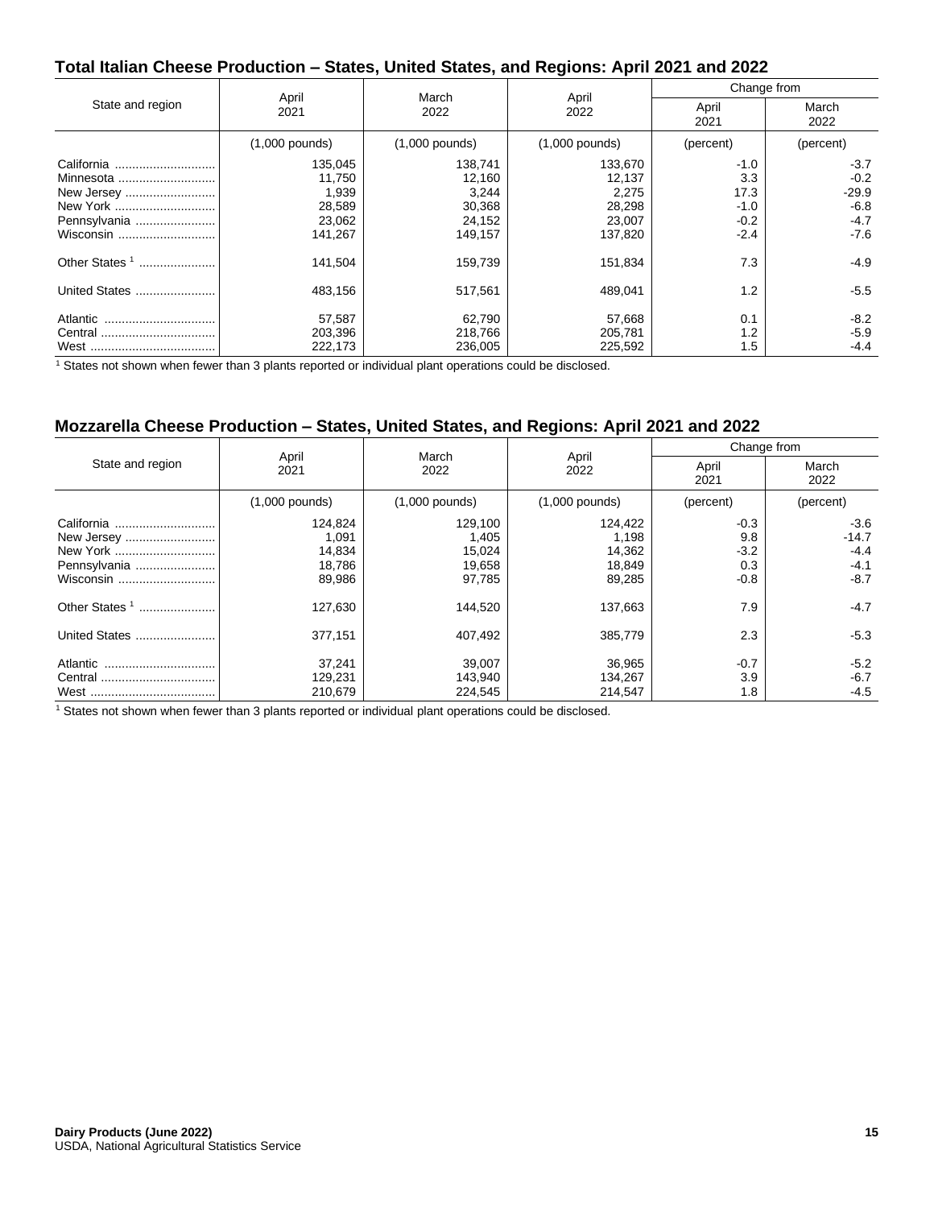## Total Italian Cheese Production – States, United States, and Regions: April 2021 and 2022

| State and region | April 2021 | March 2022 | April 2022 | Change from | |
|---|---|---|---|---|---|
| | | | | April 2021 | March 2022 |
| | (1,000 pounds) | (1,000 pounds) | (1,000 pounds) | (percent) | (percent) |
| California | 135,045 | 138,741 | 133,670 | -1.0 | -3.7 |
| Minnesota | 11,750 | 12,160 | 12,137 | 3.3 | -0.2 |
| New Jersey | 1,939 | 3,244 | 2,275 | 17.3 | -29.9 |
| New York | 28,589 | 30,368 | 28,298 | -1.0 | -6.8 |
| Pennsylvania | 23,062 | 24,152 | 23,007 | -0.2 | -4.7 |
| Wisconsin | 141,267 | 149,157 | 137,820 | -2.4 | -7.6 |
| Other States [1] | 141,504 | 159,739 | 151,834 | 7.3 | -4.9 |
| United States | 483,156 | 517,561 | 489,041 | 1.2 | -5.5 |
| Atlantic | 57,587 | 62,790 | 57,668 | 0.1 | -8.2 |
| Central | 203,396 | 218,766 | 205,781 | 1.2 | -5.9 |
| West | 222,173 | 236,005 | 225,592 | 1.5 | -4.4 |

[1] States not shown when fewer than 3 plants reported or individual plant operations could be disclosed.

## Mozzarella Cheese Production – States, United States, and Regions: April 2021 and 2022

| State and region | April 2021 | March 2022 | April 2022 | Change from | |
|---|---|---|---|---|---|
| | | | | April 2021 | March 2022 |
| | (1,000 pounds) | (1,000 pounds) | (1,000 pounds) | (percent) | (percent) |
| California | 124,824 | 129,100 | 124,422 | -0.3 | -3.6 |
| New Jersey | 1,091 | 1,405 | 1,198 | 9.8 | -14.7 |
| New York | 14,834 | 15,024 | 14,362 | -3.2 | -4.4 |
| Pennsylvania | 18,786 | 19,658 | 18,849 | 0.3 | -4.1 |
| Wisconsin | 89,986 | 97,785 | 89,285 | -0.8 | -8.7 |
| Other States [1] | 127,630 | 144,520 | 137,663 | 7.9 | -4.7 |
| United States | 377,151 | 407,492 | 385,779 | 2.3 | -5.3 |
| Atlantic | 37,241 | 39,007 | 36,965 | -0.7 | -5.2 |
| Central | 129,231 | 143,940 | 134,267 | 3.9 | -6.7 |
| West | 210,679 | 224,545 | 214,547 | 1.8 | -4.5 |

[1] States not shown when fewer than 3 plants reported or individual plant operations could be disclosed.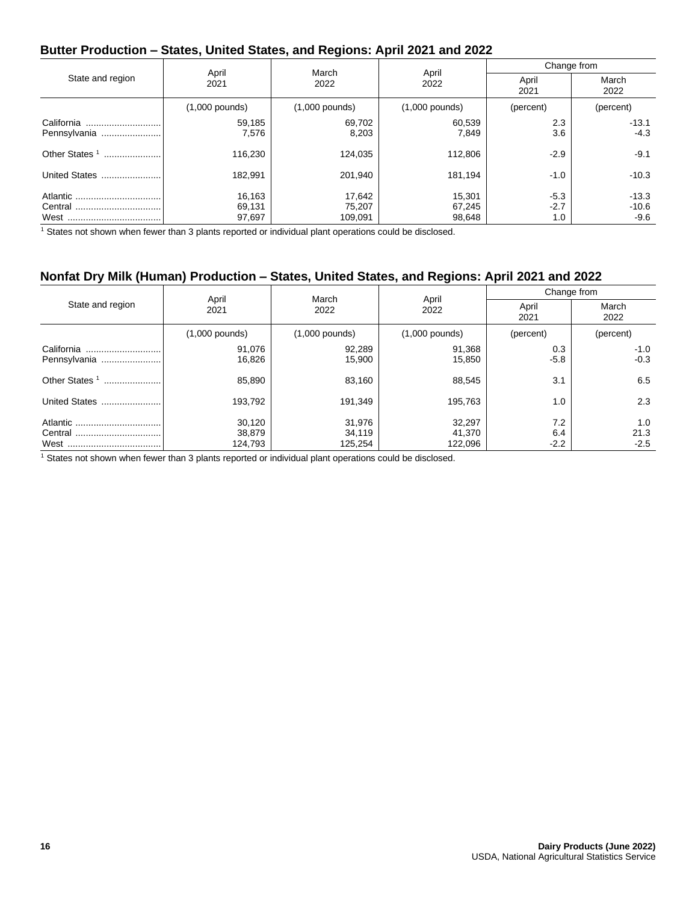## Butter Production – States, United States, and Regions: April 2021 and 2022

| State and region | April 2021 | March 2022 | April 2022 | Change from | |
|---|---|---|---|---|---|
| | | | | April 2021 | March 2022 |
| | (1,000 pounds) | (1,000 pounds) | (1,000 pounds) | (percent) | (percent) |
| California | 59,185 | 69,702 | 60,539 | 2.3 | -13.1 |
| Pennsylvania | 7,576 | 8,203 | 7,849 | 3.6 | -4.3 |
| Other States [1] | 116,230 | 124,035 | 112,806 | -2.9 | -9.1 |
| United States | 182,991 | 201,940 | 181,194 | -1.0 | -10.3 |
| Atlantic | 16,163 | 17,642 | 15,301 | -5.3 | -13.3 |
| Central | 69,131 | 75,207 | 67,245 | -2.7 | -10.6 |
| West | 97,697 | 109,091 | 98,648 | 1.0 | -9.6 |

[1] States not shown when fewer than 3 plants reported or individual plant operations could be disclosed.

## Nonfat Dry Milk (Human) Production – States, United States, and Regions: April 2021 and 2022

| State and region | April 2021 | March 2022 | April 2022 | Change from | |
|---|---|---|---|---|---|
| | | | | April 2021 | March 2022 |
| | (1,000 pounds) | (1,000 pounds) | (1,000 pounds) | (percent) | (percent) |
| California | 91,076 | 92,289 | 91,368 | 0.3 | -1.0 |
| Pennsylvania | 16,826 | 15,900 | 15,850 | -5.8 | -0.3 |
| Other States [1] | 85,890 | 83,160 | 88,545 | 3.1 | 6.5 |
| United States | 193,792 | 191,349 | 195,763 | 1.0 | 2.3 |
| Atlantic | 30,120 | 31,976 | 32,297 | 7.2 | 1.0 |
| Central | 38,879 | 34,119 | 41,370 | 6.4 | 21.3 |
| West | 124,793 | 125,254 | 122,096 | -2.2 | -2.5 |

[1] States not shown when fewer than 3 plants reported or individual plant operations could be disclosed.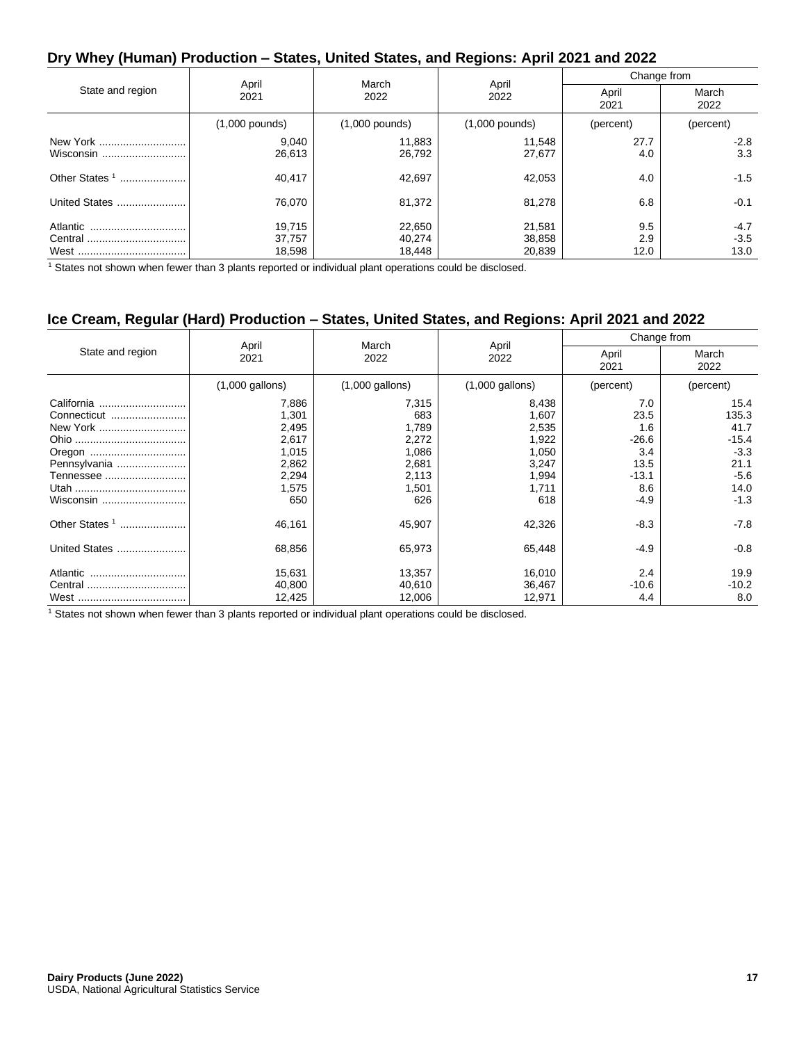## Dry Whey (Human) Production – States, United States, and Regions: April 2021 and 2022

| State and region | April 2021 | March 2022 | April 2022 | Change from | |
|---|---|---|---|---|---|
| | | | | April 2021 | March 2022 |
| | (1,000 pounds) | (1,000 pounds) | (1,000 pounds) | (percent) | (percent) |
| New York | 9,040 | 11,883 | 11,548 | 27.7 | -2.8 |
| Wisconsin | 26,613 | 26,792 | 27,677 | 4.0 | 3.3 |
| Other States [1] | 40,417 | 42,697 | 42,053 | 4.0 | -1.5 |
| United States | 76,070 | 81,372 | 81,278 | 6.8 | -0.1 |
| Atlantic | 19,715 | 22,650 | 21,581 | 9.5 | -4.7 |
| Central | 37,757 | 40,274 | 38,858 | 2.9 | -3.5 |
| West | 18,598 | 18,448 | 20,839 | 12.0 | 13.0 |

[1] States not shown when fewer than 3 plants reported or individual plant operations could be disclosed.

## Ice Cream, Regular (Hard) Production – States, United States, and Regions: April 2021 and 2022

| State and region | April 2021 | March 2022 | April 2022 | Change from | |
|---|---|---|---|---|---|
| | | | | April 2021 | March 2022 |
| | (1,000 gallons) | (1,000 gallons) | (1,000 gallons) | (percent) | (percent) |
| California | 7,886 | 7,315 | 8,438 | 7.0 | 15.4 |
| Connecticut | 1,301 | 683 | 1,607 | 23.5 | 135.3 |
| New York | 2,495 | 1,789 | 2,535 | 1.6 | 41.7 |
| Ohio | 2,617 | 2,272 | 1,922 | -26.6 | -15.4 |
| Oregon | 1,015 | 1,086 | 1,050 | 3.4 | -3.3 |
| Pennsylvania | 2,862 | 2,681 | 3,247 | 13.5 | 21.1 |
| Tennessee | 2,294 | 2,113 | 1,994 | -13.1 | -5.6 |
| Utah | 1,575 | 1,501 | 1,711 | 8.6 | 14.0 |
| Wisconsin | 650 | 626 | 618 | -4.9 | -1.3 |
| Other States [1] | 46,161 | 45,907 | 42,326 | -8.3 | -7.8 |
| United States | 68,856 | 65,973 | 65,448 | -4.9 | -0.8 |
| Atlantic | 15,631 | 13,357 | 16,010 | 2.4 | 19.9 |
| Central | 40,800 | 40,610 | 36,467 | -10.6 | -10.2 |
| West | 12,425 | 12,006 | 12,971 | 4.4 | 8.0 |

[1] States not shown when fewer than 3 plants reported or individual plant operations could be disclosed.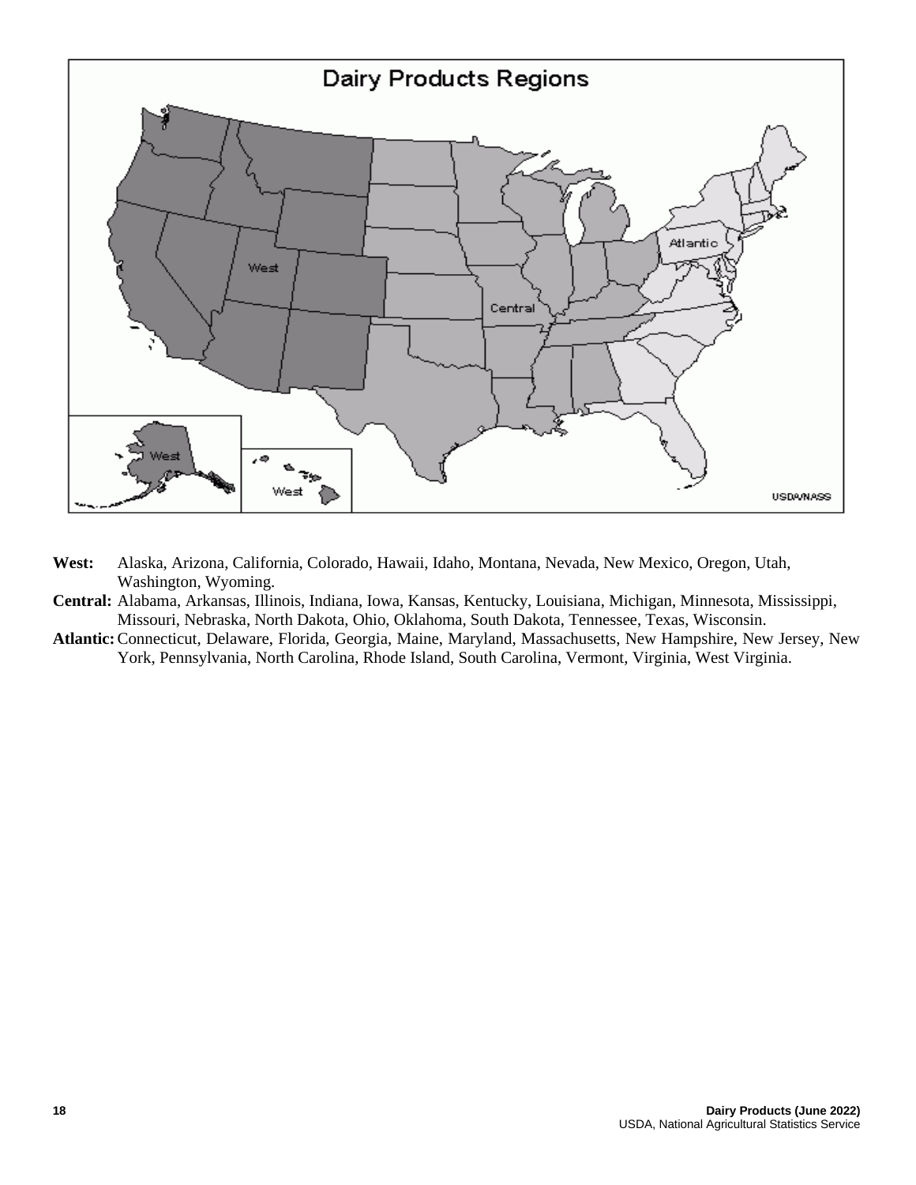## Dairy Products Regions

**West:** Alaska, Arizona, California, Colorado, Hawaii, Idaho, Montana, Nevada, New Mexico, Oregon, Utah, Washington, Wyoming.

**Central:** Alabama, Arkansas, Illinois, Indiana, Iowa, Kansas, Kentucky, Louisiana, Michigan, Minnesota, Mississippi, Missouri, Nebraska, North Dakota, Ohio, Oklahoma, South Dakota, Tennessee, Texas, Wisconsin.

**Atlantic:** Connecticut, Delaware, Florida, Georgia, Maine, Maryland, Massachusetts, New Hampshire, New Jersey, New York, Pennsylvania, North Carolina, Rhode Island, South Carolina, Vermont, Virginia, West Virginia.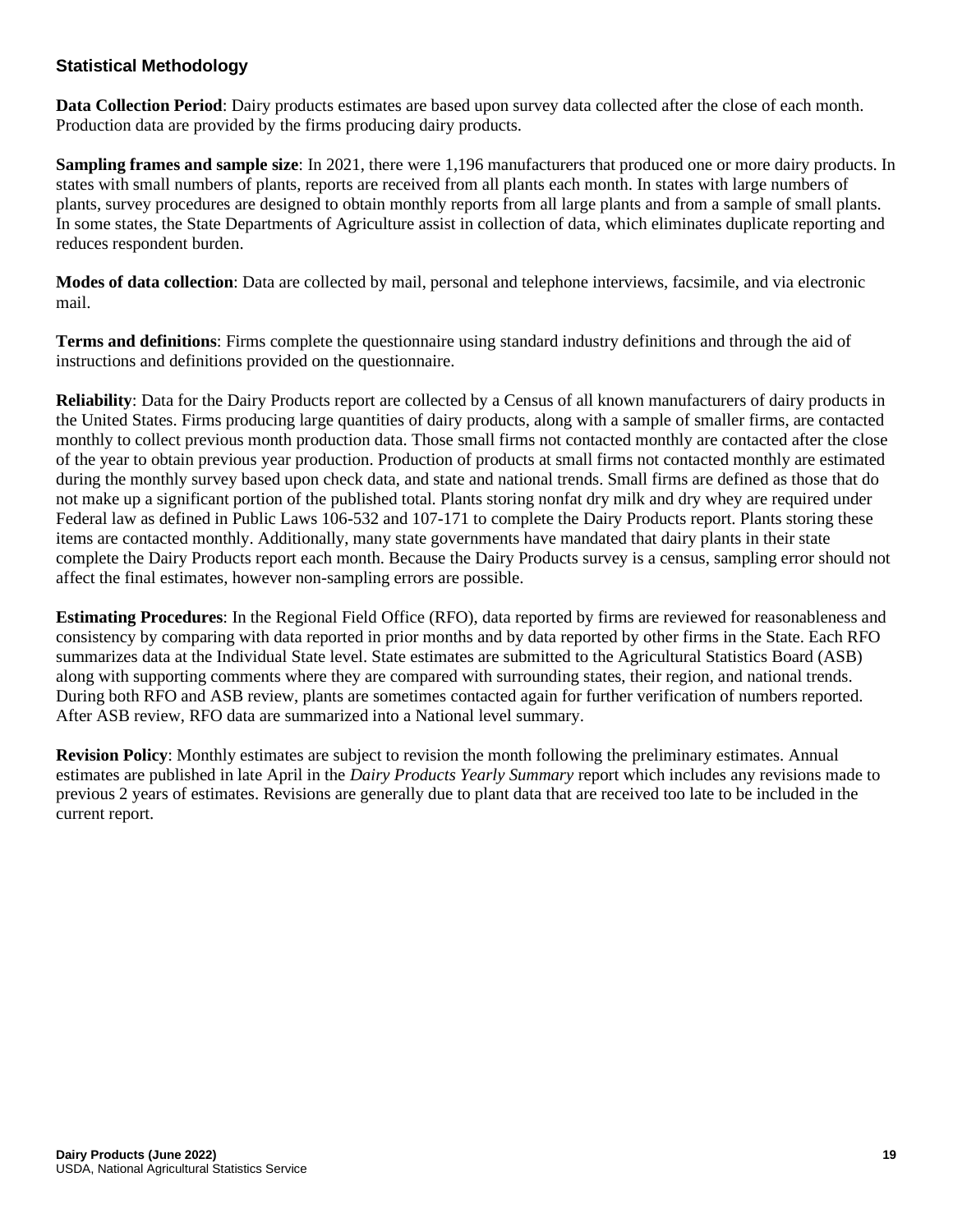## Statistical Methodology

**Data Collection Period**: Dairy products estimates are based upon survey data collected after the close of each month. Production data are provided by the firms producing dairy products.

**Sampling frames and sample size**: In 2021, there were 1,196 manufacturers that produced one or more dairy products. In states with small numbers of plants, reports are received from all plants each month. In states with large numbers of plants, survey procedures are designed to obtain monthly reports from all large plants and from a sample of small plants. In some states, the State Departments of Agriculture assist in collection of data, which eliminates duplicate reporting and reduces respondent burden.

**Modes of data collection**: Data are collected by mail, personal and telephone interviews, facsimile, and via electronic mail.

**Terms and definitions**: Firms complete the questionnaire using standard industry definitions and through the aid of instructions and definitions provided on the questionnaire.

**Reliability**: Data for the Dairy Products report are collected by a Census of all known manufacturers of dairy products in the United States. Firms producing large quantities of dairy products, along with a sample of smaller firms, are contacted monthly to collect previous month production data. Those small firms not contacted monthly are contacted after the close of the year to obtain previous year production. Production of products at small firms not contacted monthly are estimated during the monthly survey based upon check data, and state and national trends. Small firms are defined as those that do not make up a significant portion of the published total. Plants storing nonfat dry milk and dry whey are required under Federal law as defined in Public Laws 106-532 and 107-171 to complete the Dairy Products report. Plants storing these items are contacted monthly. Additionally, many state governments have mandated that dairy plants in their state complete the Dairy Products report each month. Because the Dairy Products survey is a census, sampling error should not affect the final estimates, however non-sampling errors are possible.

**Estimating Procedures**: In the Regional Field Office (RFO), data reported by firms are reviewed for reasonableness and consistency by comparing with data reported in prior months and by data reported by other firms in the State. Each RFO summarizes data at the Individual State level. State estimates are submitted to the Agricultural Statistics Board (ASB) along with supporting comments where they are compared with surrounding states, their region, and national trends. During both RFO and ASB review, plants are sometimes contacted again for further verification of numbers reported. After ASB review, RFO data are summarized into a National level summary.

**Revision Policy**: Monthly estimates are subject to revision the month following the preliminary estimates. Annual estimates are published in late April in the *Dairy Products Yearly Summary* report which includes any revisions made to previous 2 years of estimates. Revisions are generally due to plant data that are received too late to be included in the current report.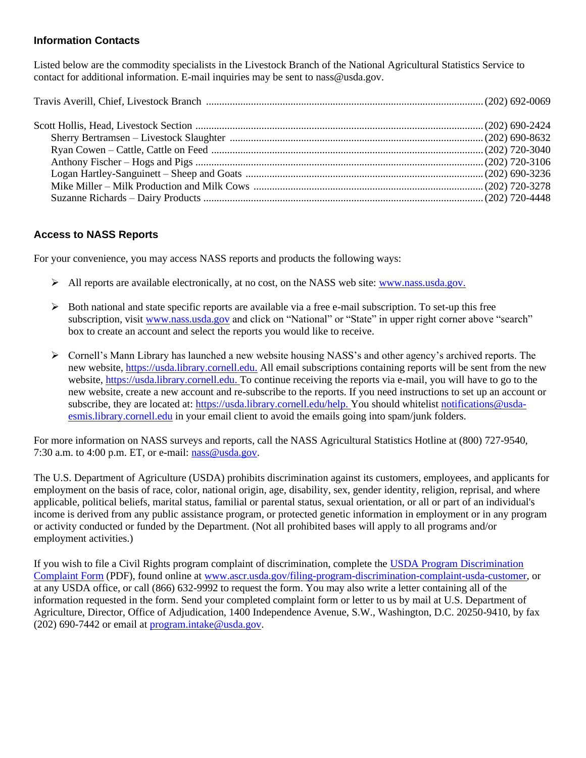### Information Contacts

Listed below are the commodity specialists in the Livestock Branch of the National Agricultural Statistics Service to contact for additional information. E-mail inquiries may be sent to nass@usda.gov.

Travis Averill, Chief, Livestock Branch ........................................................................................................ (202) 692-0069

Scott Hollis, Head, Livestock Section ........................................................................................................ (202) 690-2424
- Sherry Bertramsen – Livestock Slaughter ........................................................................................................ (202) 690-8632
- Ryan Cowen – Cattle, Cattle on Feed ........................................................................................................ (202) 720-3040
- Anthony Fischer – Hogs and Pigs ........................................................................................................ (202) 720-3106
- Logan Hartley-Sanguinett – Sheep and Goats ........................................................................................................ (202) 690-3236
- Mike Miller – Milk Production and Milk Cows ........................................................................................................ (202) 720-3278
- Suzanne Richards – Dairy Products ........................................................................................................ (202) 720-4448

### Access to NASS Reports

For your convenience, you may access NASS reports and products the following ways:

- All reports are available electronically, at no cost, on the NASS web site: www.nass.usda.gov.
- Both national and state specific reports are available via a free e-mail subscription. To set-up this free subscription, visit www.nass.usda.gov and click on "National" or "State" in upper right corner above "search" box to create an account and select the reports you would like to receive.
- Cornell's Mann Library has launched a new website housing NASS's and other agency's archived reports. The new website, https://usda.library.cornell.edu. All email subscriptions containing reports will be sent from the new website, https://usda.library.cornell.edu. To continue receiving the reports via e-mail, you will have to go to the new website, create a new account and re-subscribe to the reports. If you need instructions to set up an account or subscribe, they are located at: https://usda.library.cornell.edu/help. You should whitelist notifications@usda-esmis.library.cornell.edu in your email client to avoid the emails going into spam/junk folders.

For more information on NASS surveys and reports, call the NASS Agricultural Statistics Hotline at (800) 727-9540, 7:30 a.m. to 4:00 p.m. ET, or e-mail: nass@usda.gov.

The U.S. Department of Agriculture (USDA) prohibits discrimination against its customers, employees, and applicants for employment on the basis of race, color, national origin, age, disability, sex, gender identity, religion, reprisal, and where applicable, political beliefs, marital status, familial or parental status, sexual orientation, or all or part of an individual's income is derived from any public assistance program, or protected genetic information in employment or in any program or activity conducted or funded by the Department. (Not all prohibited bases will apply to all programs and/or employment activities.)

If you wish to file a Civil Rights program complaint of discrimination, complete the USDA Program Discrimination Complaint Form (PDF), found online at www.ascr.usda.gov/filing-program-discrimination-complaint-usda-customer, or at any USDA office, or call (866) 632-9992 to request the form. You may also write a letter containing all of the information requested in the form. Send your completed complaint form or letter to us by mail at U.S. Department of Agriculture, Director, Office of Adjudication, 1400 Independence Avenue, S.W., Washington, D.C. 20250-9410, by fax (202) 690-7442 or email at program.intake@usda.gov.